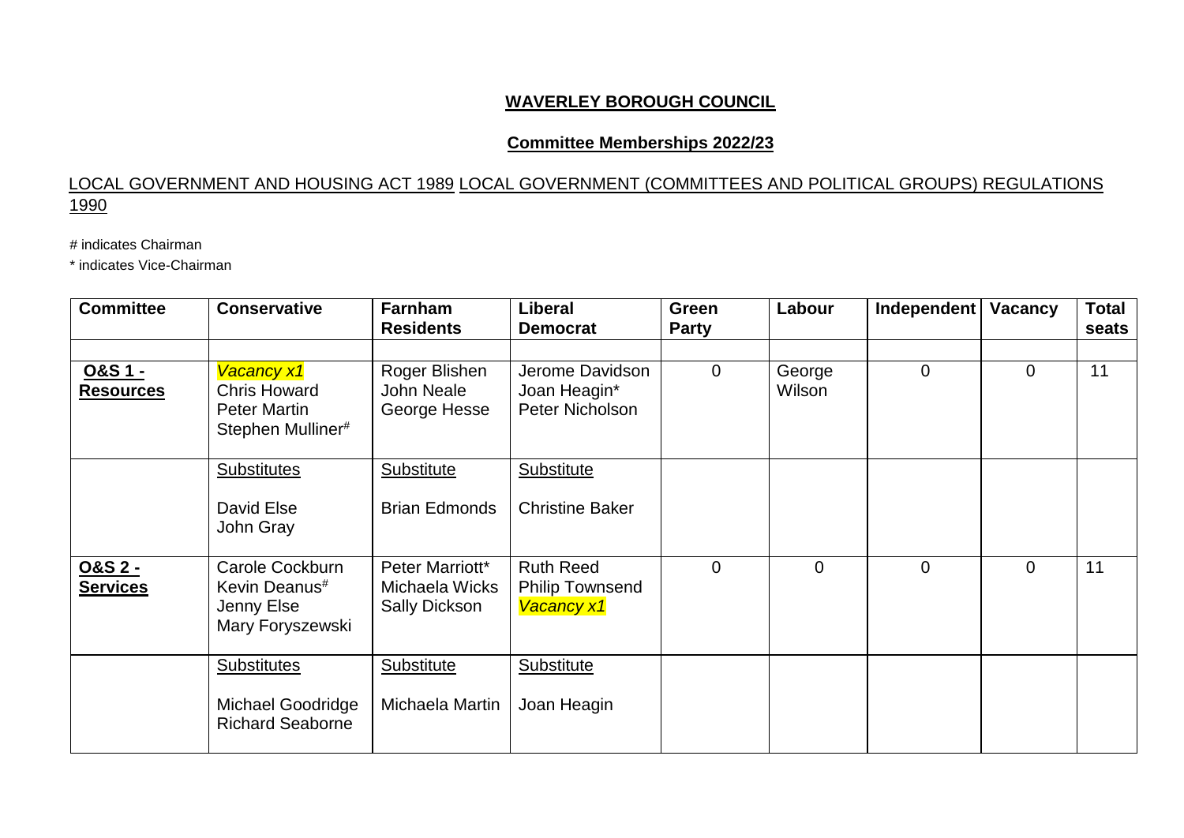**WAVERLEY BOROUGH COUNCIL**

**Committee Memberships 2022/23**

LOCAL GOVERNMENT AND HOUSING ACT 1989 LOCAL GOVERNMENT (COMMITTEES AND POLITICAL GROUPS) REGULATIONS 1990

# indicates Chairman

* indicates Vice-Chairman

| Committee | Conservative | Farnham Residents | Liberal Democrat | Green Party | Labour | Independent | Vacancy | Total seats |
|---|---|---|---|---|---|---|---|---|
| | | | | | | | | |
| **O&S 1 - Resources** | *Vacancy x1*<br>Chris Howard<br>Peter Martin<br>Stephen Mulliner# | Roger Blishen<br>John Neale<br>George Hesse | Jerome Davidson<br>Joan Heagin*<br>Peter Nicholson | 0 | George Wilson | 0 | 0 | 11 |
| | Substitutes<br><br>David Else<br>John Gray | Substitute<br><br>Brian Edmonds | Substitute<br><br>Christine Baker | | | | | |
| **O&S 2 - Services** | Carole Cockburn<br>Kevin Deanus#<br>Jenny Else<br>Mary Foryszewski | Peter Marriott*<br>Michaela Wicks<br>Sally Dickson | Ruth Reed<br>Philip Townsend<br>*Vacancy x1* | 0 | 0 | 0 | 0 | 11 |
| | Substitutes<br><br>Michael Goodridge<br>Richard Seaborne | Substitute<br><br>Michaela Martin | Substitute<br><br>Joan Heagin | | | | | |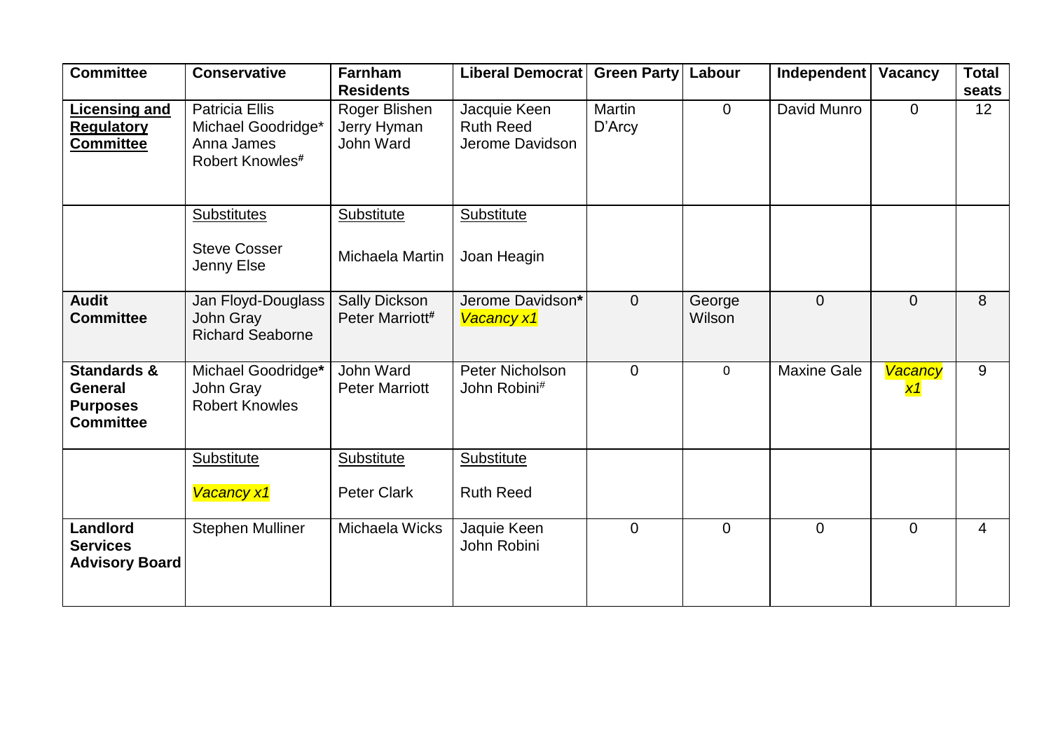| Committee | Conservative | Farnham Residents | Liberal Democrat | Green Party | Labour | Independent | Vacancy | Total seats |
|---|---|---|---|---|---|---|---|---|
| **Licensing and Regulatory Committee** | Patricia Ellis<br>Michael Goodridge*<br>Anna James<br>Robert Knowles# | Roger Blishen<br>Jerry Hyman<br>John Ward | Jacquie Keen<br>Ruth Reed<br>Jerome Davidson | Martin D'Arcy | 0 | David Munro | 0 | 12 |
| | Substitutes<br><br>Steve Cosser<br>Jenny Else | Substitute<br><br>Michaela Martin | Substitute<br><br>Joan Heagin | | | | | |
| **Audit Committee** | Jan Floyd-Douglass<br>John Gray<br>Richard Seaborne | Sally Dickson<br>Peter Marriott# | Jerome Davidson*<br>*Vacancy x1* | 0 | George Wilson | 0 | 0 | 8 |
| **Standards & General Purposes Committee** | Michael Goodridge*<br>John Gray<br>Robert Knowles | John Ward<br>Peter Marriott | Peter Nicholson<br>John Robini# | 0 | 0 | Maxine Gale | *Vacancy x1* | 9 |
| | Substitute<br><br>*Vacancy x1* | Substitute<br><br>Peter Clark | Substitute<br><br>Ruth Reed | | | | | |
| **Landlord Services Advisory Board** | Stephen Mulliner | Michaela Wicks | Jaquie Keen<br>John Robini | 0 | 0 | 0 | 0 | 4 |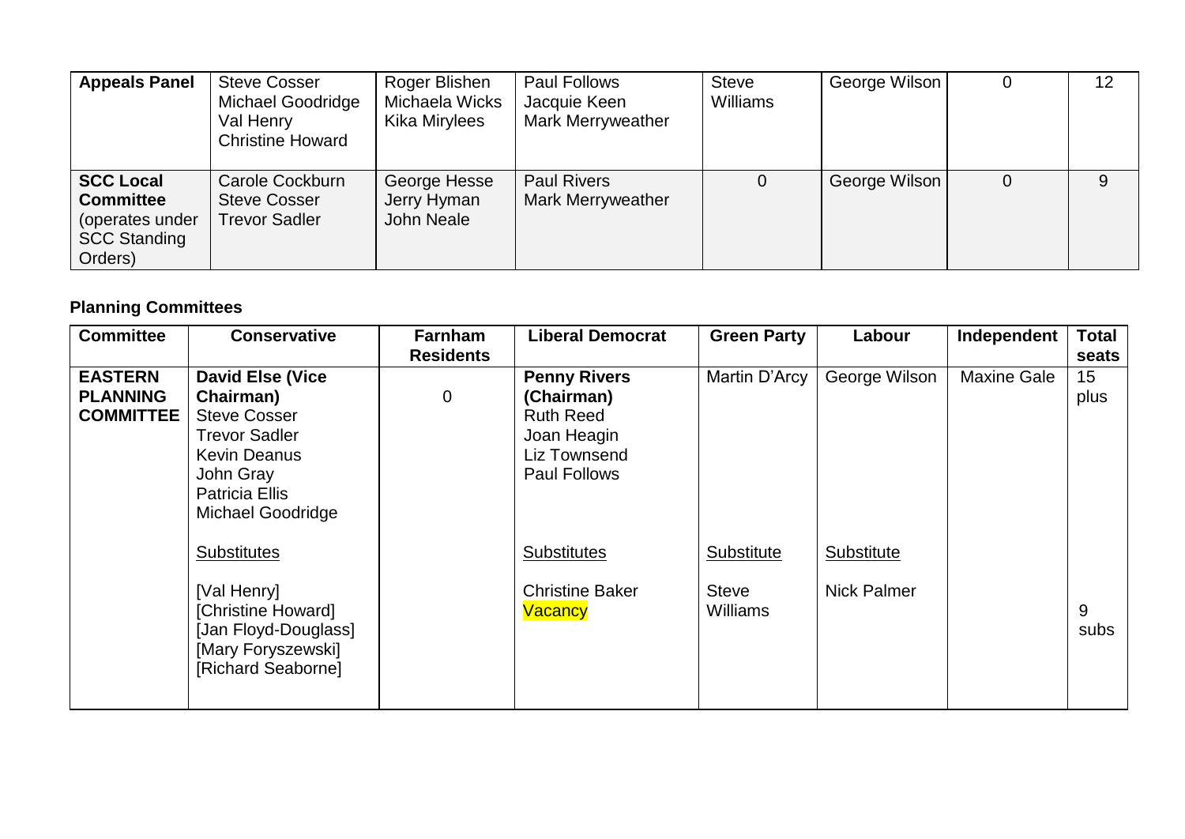| **Appeals Panel** | Steve Cosser<br>Michael Goodridge<br>Val Henry<br>Christine Howard | Roger Blishen<br>Michaela Wicks<br>Kika Mirylees | Paul Follows<br>Jacquie Keen<br>Mark Merryweather | Steve Williams | George Wilson | 0 | 12 |
|---|---|---|---|---|---|---|---|
| **SCC Local Committee** (operates under SCC Standing Orders) | Carole Cockburn<br>Steve Cosser<br>Trevor Sadler | George Hesse<br>Jerry Hyman<br>John Neale | Paul Rivers<br>Mark Merryweather | 0 | George Wilson | 0 | 9 |

## Planning Committees

| Committee | Conservative | Farnham Residents | Liberal Democrat | Green Party | Labour | Independent | Total seats |
|---|---|---|---|---|---|---|---|
| **EASTERN PLANNING COMMITTEE** | **David Else (Vice Chairman)**<br>Steve Cosser<br>Trevor Sadler<br>Kevin Deanus<br>John Gray<br>Patricia Ellis<br>Michael Goodridge | 0 | **Penny Rivers (Chairman)**<br>Ruth Reed<br>Joan Heagin<br>Liz Townsend<br>Paul Follows | Martin D'Arcy | George Wilson | Maxine Gale | 15 plus |
| | Substitutes<br><br>[Val Henry]<br>[Christine Howard]<br>[Jan Floyd-Douglass]<br>[Mary Foryszewski]<br>[Richard Seaborne] | | Substitutes<br><br>Christine Baker<br>Vacancy | Substitute<br><br>Steve Williams | Substitute<br><br>Nick Palmer | | 9 subs |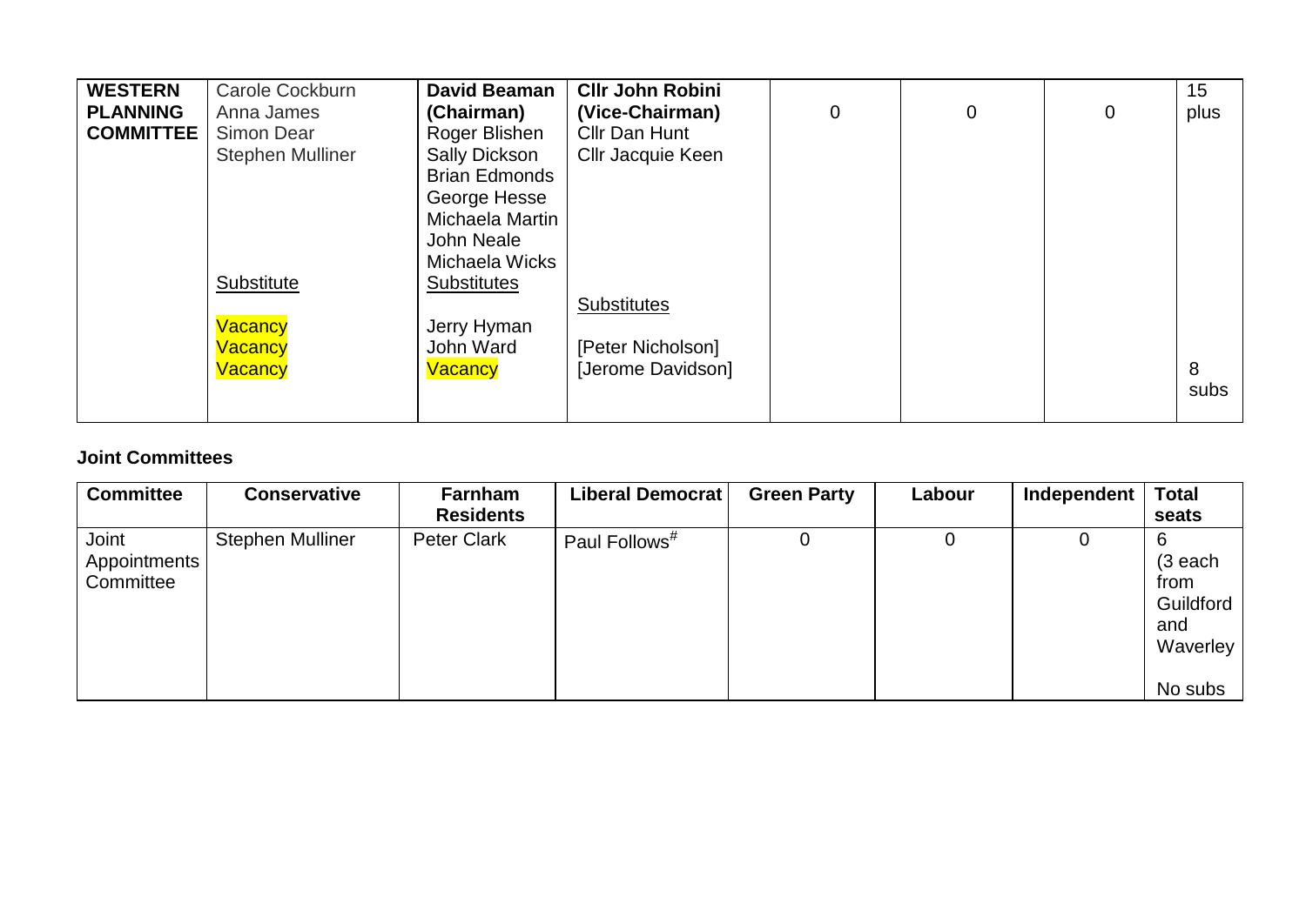| | | | | | | | |
|---|---|---|---|---|---|---|---|
| **WESTERN PLANNING COMMITTEE** | Carole Cockburn<br>Anna James<br>Simon Dear<br>Stephen Mulliner<br><br><br><br><br><br>Substitute<br><br>Vacancy<br>Vacancy<br>Vacancy | **David Beaman (Chairman)**<br>Roger Blishen<br>Sally Dickson<br>Brian Edmonds<br>George Hesse<br>Michaela Martin<br>John Neale<br>Michaela Wicks<br>Substitutes<br><br>Jerry Hyman<br>John Ward<br>Vacancy | **Cllr John Robini (Vice-Chairman)**<br>Cllr Dan Hunt<br>Cllr Jacquie Keen<br><br><br><br><br><br><br><br>Substitutes<br><br>[Peter Nicholson]<br>[Jerome Davidson] | 0 | 0 | 0 | 15 plus<br><br><br><br><br><br><br><br><br><br><br><br>8 subs |

**Joint Committees**

| Committee | Conservative | Farnham Residents | Liberal Democrat | Green Party | Labour | Independent | Total seats |
|---|---|---|---|---|---|---|---|
| Joint Appointments Committee | Stephen Mulliner | Peter Clark | Paul Follows# | 0 | 0 | 0 | 6 (3 each from Guildford and Waverley<br><br>No subs |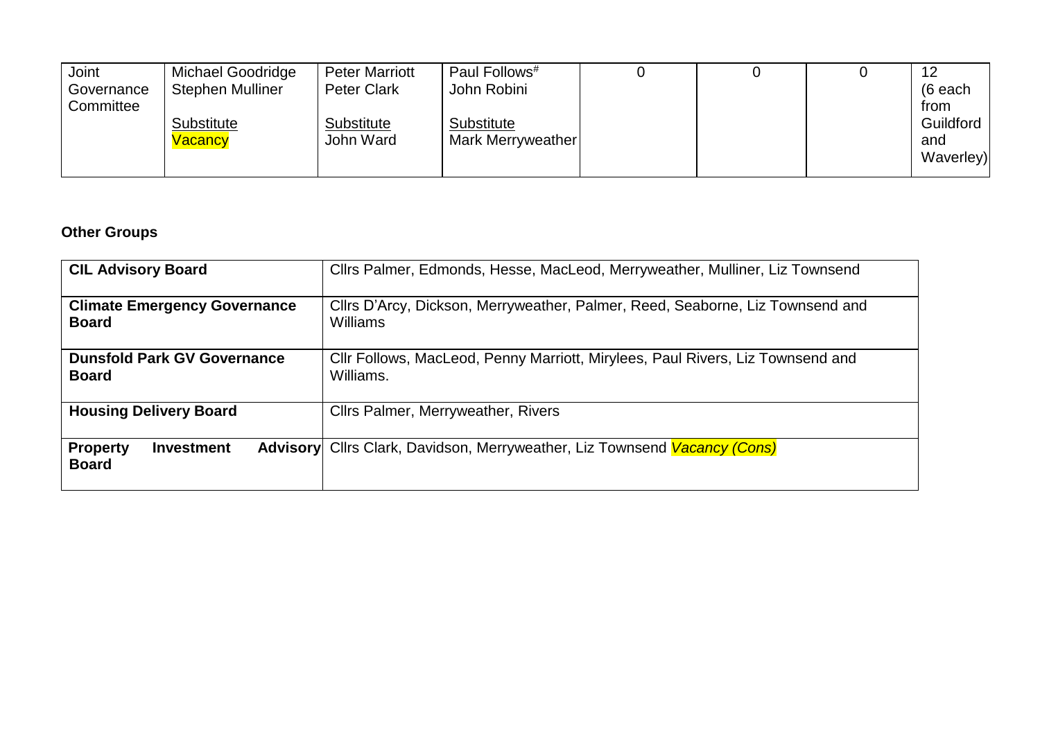| | | | | | | | |
|---|---|---|---|---|---|---|---|
| Joint Governance Committee | Michael Goodridge<br>Stephen Mulliner<br><br>Substitute<br>Vacancy | Peter Marriott<br>Peter Clark<br><br>Substitute<br>John Ward | Paul Follows#<br>John Robini<br><br>Substitute<br>Mark Merryweather | 0 | 0 | 0 | 12<br>(6 each from Guildford and Waverley) |

**Other Groups**

| | |
|---|---|
| **CIL Advisory Board** | Cllrs Palmer, Edmonds, Hesse, MacLeod, Merryweather, Mulliner, Liz Townsend |
| **Climate Emergency Governance Board** | Cllrs D'Arcy, Dickson, Merryweather, Palmer, Reed, Seaborne, Liz Townsend and Williams |
| **Dunsfold Park GV Governance Board** | Cllr Follows, MacLeod, Penny Marriott, Mirylees, Paul Rivers, Liz Townsend and Williams. |
| **Housing Delivery Board** | Cllrs Palmer, Merryweather, Rivers |
| **Property Investment Advisory Board** | Cllrs Clark, Davidson, Merryweather, Liz Townsend *Vacancy (Cons)* |